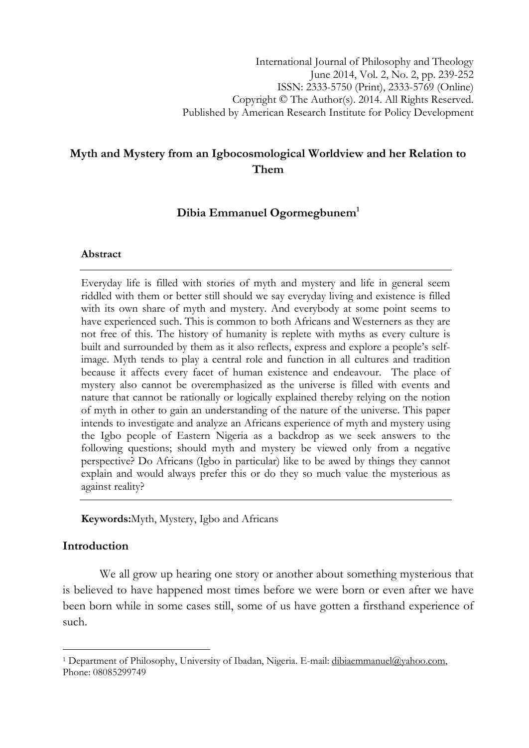International Journal of Philosophy and Theology
June 2014, Vol. 2, No. 2, pp. 239-252
ISSN: 2333-5750 (Print), 2333-5769 (Online)
Copyright © The Author(s). 2014. All Rights Reserved.
Published by American Research Institute for Policy Development

# Myth and Mystery from an Igbocosmological Worldview and her Relation to Them

## Dibia Emmanuel Ogormegbunem[1]

### Abstract

Everyday life is filled with stories of myth and mystery and life in general seem riddled with them or better still should we say everyday living and existence is filled with its own share of myth and mystery. And everybody at some point seems to have experienced such. This is common to both Africans and Westerners as they are not free of this. The history of humanity is replete with myths as every culture is built and surrounded by them as it also reflects, express and explore a people's self-image. Myth tends to play a central role and function in all cultures and tradition because it affects every facet of human existence and endeavour. The place of mystery also cannot be overemphasized as the universe is filled with events and nature that cannot be rationally or logically explained thereby relying on the notion of myth in other to gain an understanding of the nature of the universe. This paper intends to investigate and analyze an Africans experience of myth and mystery using the Igbo people of Eastern Nigeria as a backdrop as we seek answers to the following questions; should myth and mystery be viewed only from a negative perspective? Do Africans (Igbo in particular) like to be awed by things they cannot explain and would always prefer this or do they so much value the mysterious as against reality?

**Keywords:**Myth, Mystery, Igbo and Africans

## Introduction

We all grow up hearing one story or another about something mysterious that is believed to have happened most times before we were born or even after we have been born while in some cases still, some of us have gotten a firsthand experience of such.

[1] Department of Philosophy, University of Ibadan, Nigeria. E-mail: dibiaemmanuel@yahoo.com, Phone: 08085299749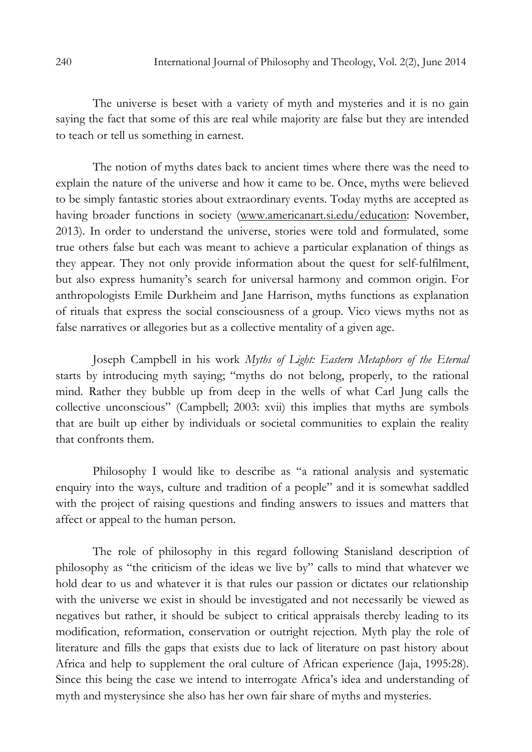The universe is beset with a variety of myth and mysteries and it is no gain saying the fact that some of this are real while majority are false but they are intended to teach or tell us something in earnest.

The notion of myths dates back to ancient times where there was the need to explain the nature of the universe and how it came to be. Once, myths were believed to be simply fantastic stories about extraordinary events. Today myths are accepted as having broader functions in society (www.americanart.si.edu/education: November, 2013). In order to understand the universe, stories were told and formulated, some true others false but each was meant to achieve a particular explanation of things as they appear. They not only provide information about the quest for self-fulfilment, but also express humanity's search for universal harmony and common origin. For anthropologists Emile Durkheim and Jane Harrison, myths functions as explanation of rituals that express the social consciousness of a group. Vico views myths not as false narratives or allegories but as a collective mentality of a given age.

Joseph Campbell in his work *Myths of Light: Eastern Metaphors of the Eternal* starts by introducing myth saying; "myths do not belong, properly, to the rational mind. Rather they bubble up from deep in the wells of what Carl Jung calls the collective unconscious" (Campbell; 2003: xvii) this implies that myths are symbols that are built up either by individuals or societal communities to explain the reality that confronts them.

Philosophy I would like to describe as "a rational analysis and systematic enquiry into the ways, culture and tradition of a people" and it is somewhat saddled with the project of raising questions and finding answers to issues and matters that affect or appeal to the human person.

The role of philosophy in this regard following Stanisland description of philosophy as "the criticism of the ideas we live by" calls to mind that whatever we hold dear to us and whatever it is that rules our passion or dictates our relationship with the universe we exist in should be investigated and not necessarily be viewed as negatives but rather, it should be subject to critical appraisals thereby leading to its modification, reformation, conservation or outright rejection. Myth play the role of literature and fills the gaps that exists due to lack of literature on past history about Africa and help to supplement the oral culture of African experience (Jaja, 1995:28). Since this being the case we intend to interrogate Africa's idea and understanding of myth and mysterysince she also has her own fair share of myths and mysteries.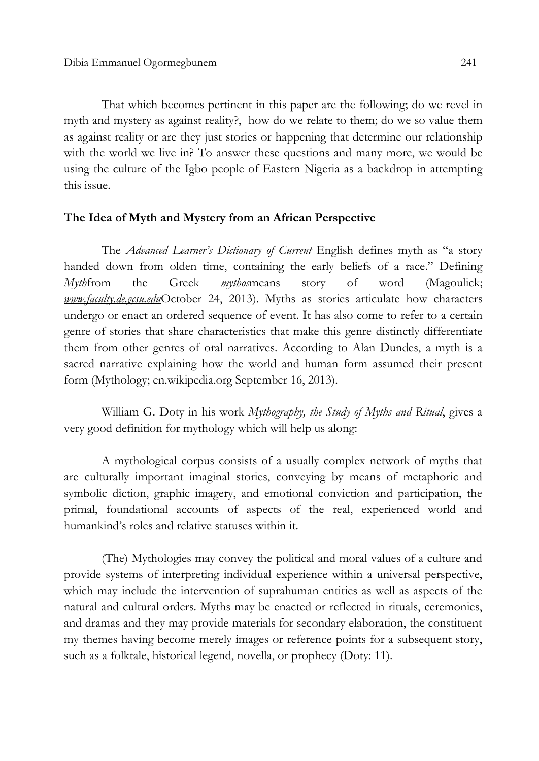That which becomes pertinent in this paper are the following; do we revel in myth and mystery as against reality?, how do we relate to them; do we so value them as against reality or are they just stories or happening that determine our relationship with the world we live in? To answer these questions and many more, we would be using the culture of the Igbo people of Eastern Nigeria as a backdrop in attempting this issue.

## The Idea of Myth and Mystery from an African Perspective

The *Advanced Learner's Dictionary of Current* English defines myth as "a story handed down from olden time, containing the early beliefs of a race." Defining *Myth*from the Greek *mythos*means story of word (Magoulick; *www.faculty.de.gcsu.edu*October 24, 2013). Myths as stories articulate how characters undergo or enact an ordered sequence of event. It has also come to refer to a certain genre of stories that share characteristics that make this genre distinctly differentiate them from other genres of oral narratives. According to Alan Dundes, a myth is a sacred narrative explaining how the world and human form assumed their present form (Mythology; en.wikipedia.org September 16, 2013).

William G. Doty in his work *Mythography, the Study of Myths and Ritual*, gives a very good definition for mythology which will help us along:

A mythological corpus consists of a usually complex network of myths that are culturally important imaginal stories, conveying by means of metaphoric and symbolic diction, graphic imagery, and emotional conviction and participation, the primal, foundational accounts of aspects of the real, experienced world and humankind's roles and relative statuses within it.

(The) Mythologies may convey the political and moral values of a culture and provide systems of interpreting individual experience within a universal perspective, which may include the intervention of suprahuman entities as well as aspects of the natural and cultural orders. Myths may be enacted or reflected in rituals, ceremonies, and dramas and they may provide materials for secondary elaboration, the constituent my themes having become merely images or reference points for a subsequent story, such as a folktale, historical legend, novella, or prophecy (Doty: 11).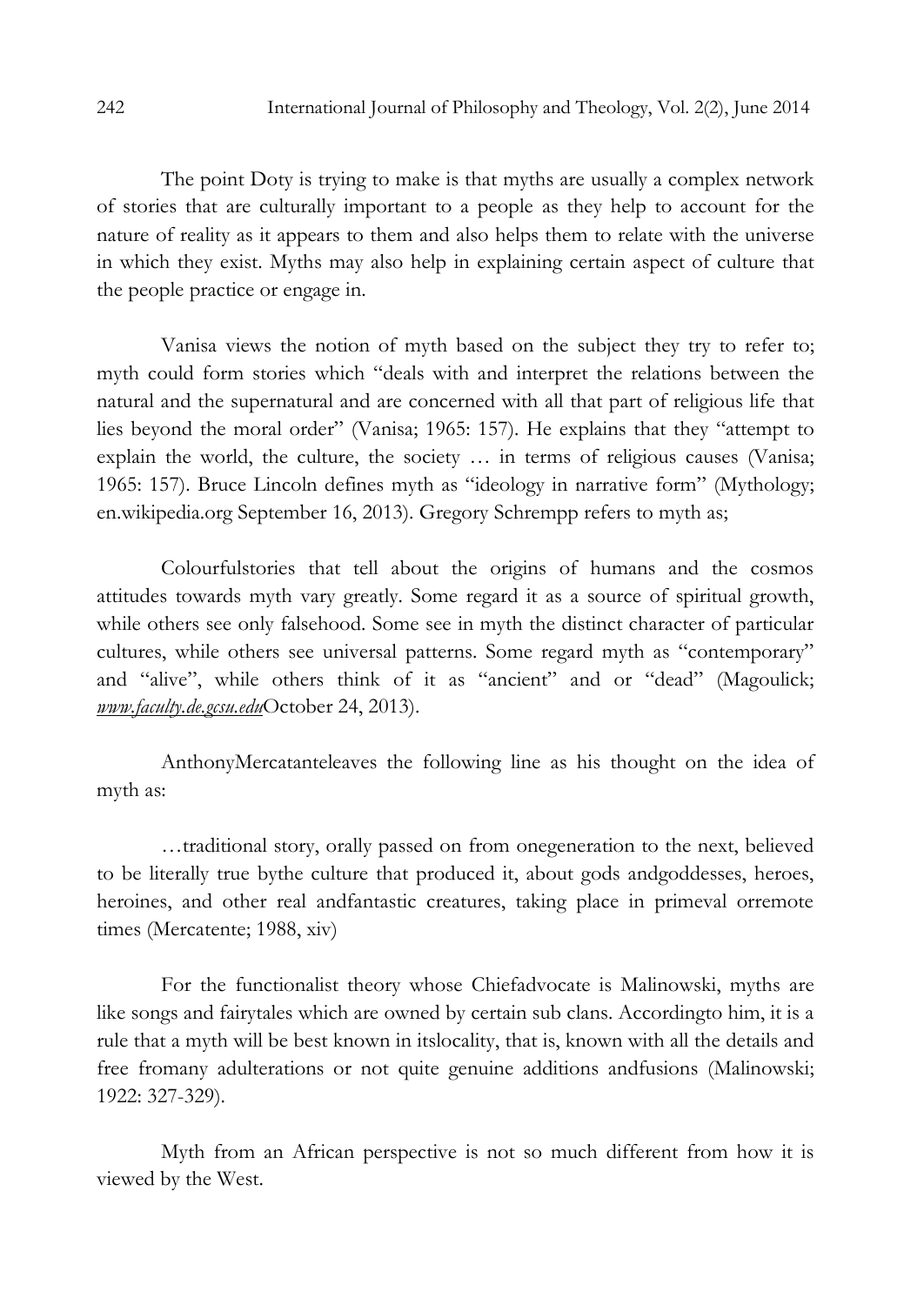The point Doty is trying to make is that myths are usually a complex network of stories that are culturally important to a people as they help to account for the nature of reality as it appears to them and also helps them to relate with the universe in which they exist. Myths may also help in explaining certain aspect of culture that the people practice or engage in.

Vanisa views the notion of myth based on the subject they try to refer to; myth could form stories which "deals with and interpret the relations between the natural and the supernatural and are concerned with all that part of religious life that lies beyond the moral order" (Vanisa; 1965: 157). He explains that they "attempt to explain the world, the culture, the society … in terms of religious causes (Vanisa; 1965: 157). Bruce Lincoln defines myth as "ideology in narrative form" (Mythology; en.wikipedia.org September 16, 2013). Gregory Schrempp refers to myth as;

Colourfulstories that tell about the origins of humans and the cosmos attitudes towards myth vary greatly. Some regard it as a source of spiritual growth, while others see only falsehood. Some see in myth the distinct character of particular cultures, while others see universal patterns. Some regard myth as "contemporary" and "alive", while others think of it as "ancient" and or "dead" (Magoulick; *www.faculty.de.gcsu.edu*October 24, 2013).

AnthonyMercatanteleaves the following line as his thought on the idea of myth as:

…traditional story, orally passed on from onegeneration to the next, believed to be literally true bythe culture that produced it, about gods andgoddesses, heroes, heroines, and other real andfantastic creatures, taking place in primeval orremote times (Mercatente; 1988, xiv)

For the functionalist theory whose Chiefadvocate is Malinowski, myths are like songs and fairytales which are owned by certain sub clans. Accordingto him, it is a rule that a myth will be best known in itslocality, that is, known with all the details and free fromany adulterations or not quite genuine additions andfusions (Malinowski; 1922: 327-329).

Myth from an African perspective is not so much different from how it is viewed by the West.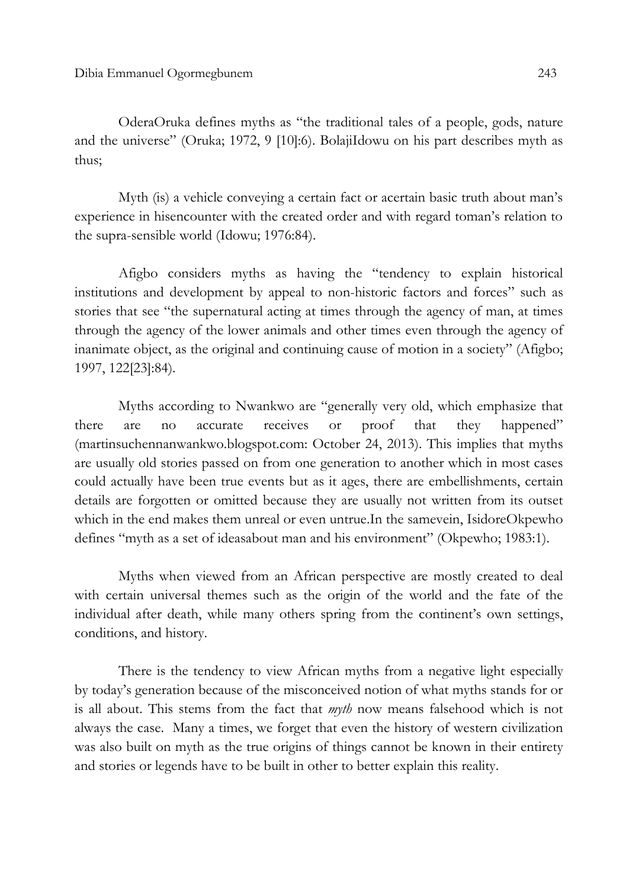OderaOruka defines myths as "the traditional tales of a people, gods, nature and the universe" (Oruka; 1972, 9 [10]:6). BolajiIdowu on his part describes myth as thus;

Myth (is) a vehicle conveying a certain fact or acertain basic truth about man's experience in hisencounter with the created order and with regard toman's relation to the supra-sensible world (Idowu; 1976:84).

Afigbo considers myths as having the "tendency to explain historical institutions and development by appeal to non-historic factors and forces" such as stories that see "the supernatural acting at times through the agency of man, at times through the agency of the lower animals and other times even through the agency of inanimate object, as the original and continuing cause of motion in a society" (Afigbo; 1997, 122[23]:84).

Myths according to Nwankwo are "generally very old, which emphasize that there are no accurate receives or proof that they happened" (martinsuchennanwankwo.blogspot.com: October 24, 2013). This implies that myths are usually old stories passed on from one generation to another which in most cases could actually have been true events but as it ages, there are embellishments, certain details are forgotten or omitted because they are usually not written from its outset which in the end makes them unreal or even untrue.In the samevein, IsidoreOkpewho defines "myth as a set of ideasabout man and his environment" (Okpewho; 1983:1).

Myths when viewed from an African perspective are mostly created to deal with certain universal themes such as the origin of the world and the fate of the individual after death, while many others spring from the continent's own settings, conditions, and history.

There is the tendency to view African myths from a negative light especially by today's generation because of the misconceived notion of what myths stands for or is all about. This stems from the fact that *myth* now means falsehood which is not always the case. Many a times, we forget that even the history of western civilization was also built on myth as the true origins of things cannot be known in their entirety and stories or legends have to be built in other to better explain this reality.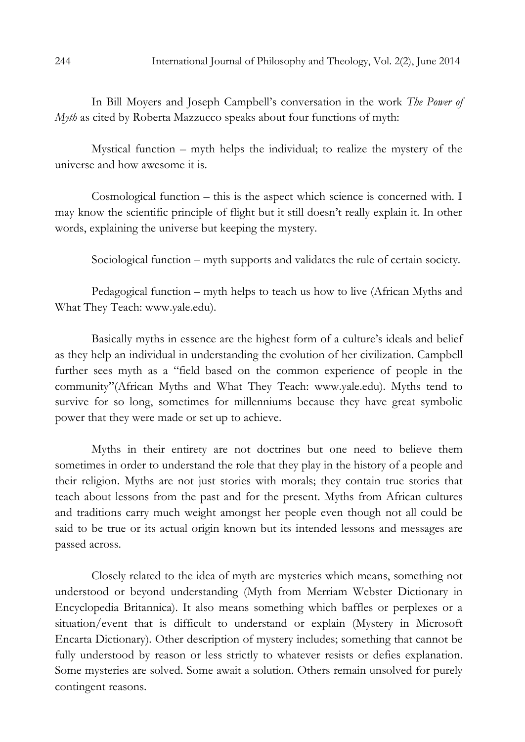In Bill Moyers and Joseph Campbell's conversation in the work *The Power of Myth* as cited by Roberta Mazzucco speaks about four functions of myth:

Mystical function – myth helps the individual; to realize the mystery of the universe and how awesome it is.

Cosmological function – this is the aspect which science is concerned with. I may know the scientific principle of flight but it still doesn't really explain it. In other words, explaining the universe but keeping the mystery.

Sociological function – myth supports and validates the rule of certain society.

Pedagogical function – myth helps to teach us how to live (African Myths and What They Teach: www.yale.edu).

Basically myths in essence are the highest form of a culture's ideals and belief as they help an individual in understanding the evolution of her civilization. Campbell further sees myth as a "field based on the common experience of people in the community"(African Myths and What They Teach: www.yale.edu). Myths tend to survive for so long, sometimes for millenniums because they have great symbolic power that they were made or set up to achieve.

Myths in their entirety are not doctrines but one need to believe them sometimes in order to understand the role that they play in the history of a people and their religion. Myths are not just stories with morals; they contain true stories that teach about lessons from the past and for the present. Myths from African cultures and traditions carry much weight amongst her people even though not all could be said to be true or its actual origin known but its intended lessons and messages are passed across.

Closely related to the idea of myth are mysteries which means, something not understood or beyond understanding (Myth from Merriam Webster Dictionary in Encyclopedia Britannica). It also means something which baffles or perplexes or a situation/event that is difficult to understand or explain (Mystery in Microsoft Encarta Dictionary). Other description of mystery includes; something that cannot be fully understood by reason or less strictly to whatever resists or defies explanation. Some mysteries are solved. Some await a solution. Others remain unsolved for purely contingent reasons.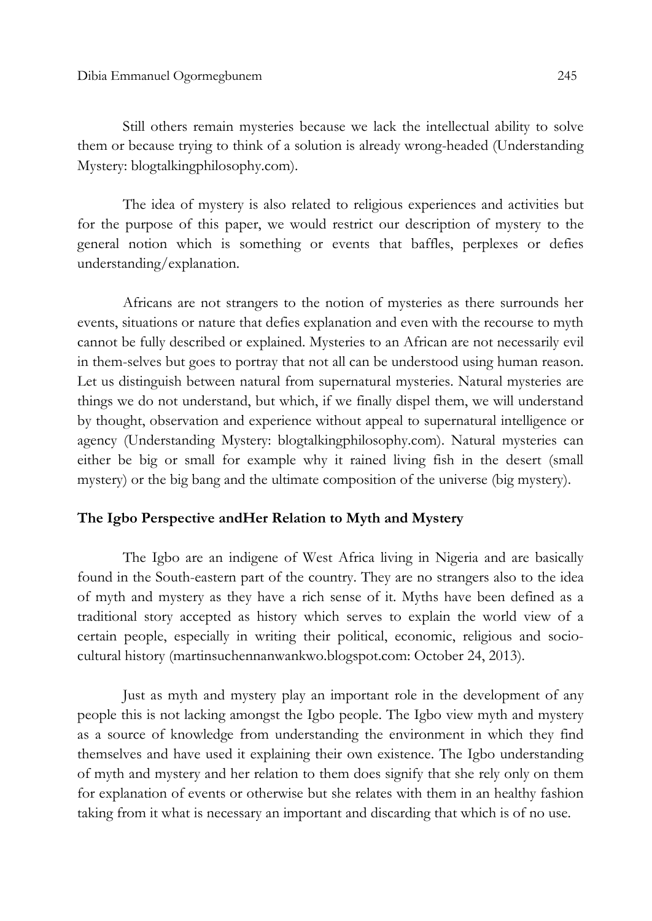Still others remain mysteries because we lack the intellectual ability to solve them or because trying to think of a solution is already wrong-headed (Understanding Mystery: blogtalkingphilosophy.com).

The idea of mystery is also related to religious experiences and activities but for the purpose of this paper, we would restrict our description of mystery to the general notion which is something or events that baffles, perplexes or defies understanding/explanation.

Africans are not strangers to the notion of mysteries as there surrounds her events, situations or nature that defies explanation and even with the recourse to myth cannot be fully described or explained. Mysteries to an African are not necessarily evil in them-selves but goes to portray that not all can be understood using human reason. Let us distinguish between natural from supernatural mysteries. Natural mysteries are things we do not understand, but which, if we finally dispel them, we will understand by thought, observation and experience without appeal to supernatural intelligence or agency (Understanding Mystery: blogtalkingphilosophy.com). Natural mysteries can either be big or small for example why it rained living fish in the desert (small mystery) or the big bang and the ultimate composition of the universe (big mystery).

**The Igbo Perspective andHer Relation to Myth and Mystery**

The Igbo are an indigene of West Africa living in Nigeria and are basically found in the South-eastern part of the country. They are no strangers also to the idea of myth and mystery as they have a rich sense of it. Myths have been defined as a traditional story accepted as history which serves to explain the world view of a certain people, especially in writing their political, economic, religious and socio-cultural history (martinsuchennanwankwo.blogspot.com: October 24, 2013).

Just as myth and mystery play an important role in the development of any people this is not lacking amongst the Igbo people. The Igbo view myth and mystery as a source of knowledge from understanding the environment in which they find themselves and have used it explaining their own existence. The Igbo understanding of myth and mystery and her relation to them does signify that she rely only on them for explanation of events or otherwise but she relates with them in an healthy fashion taking from it what is necessary an important and discarding that which is of no use.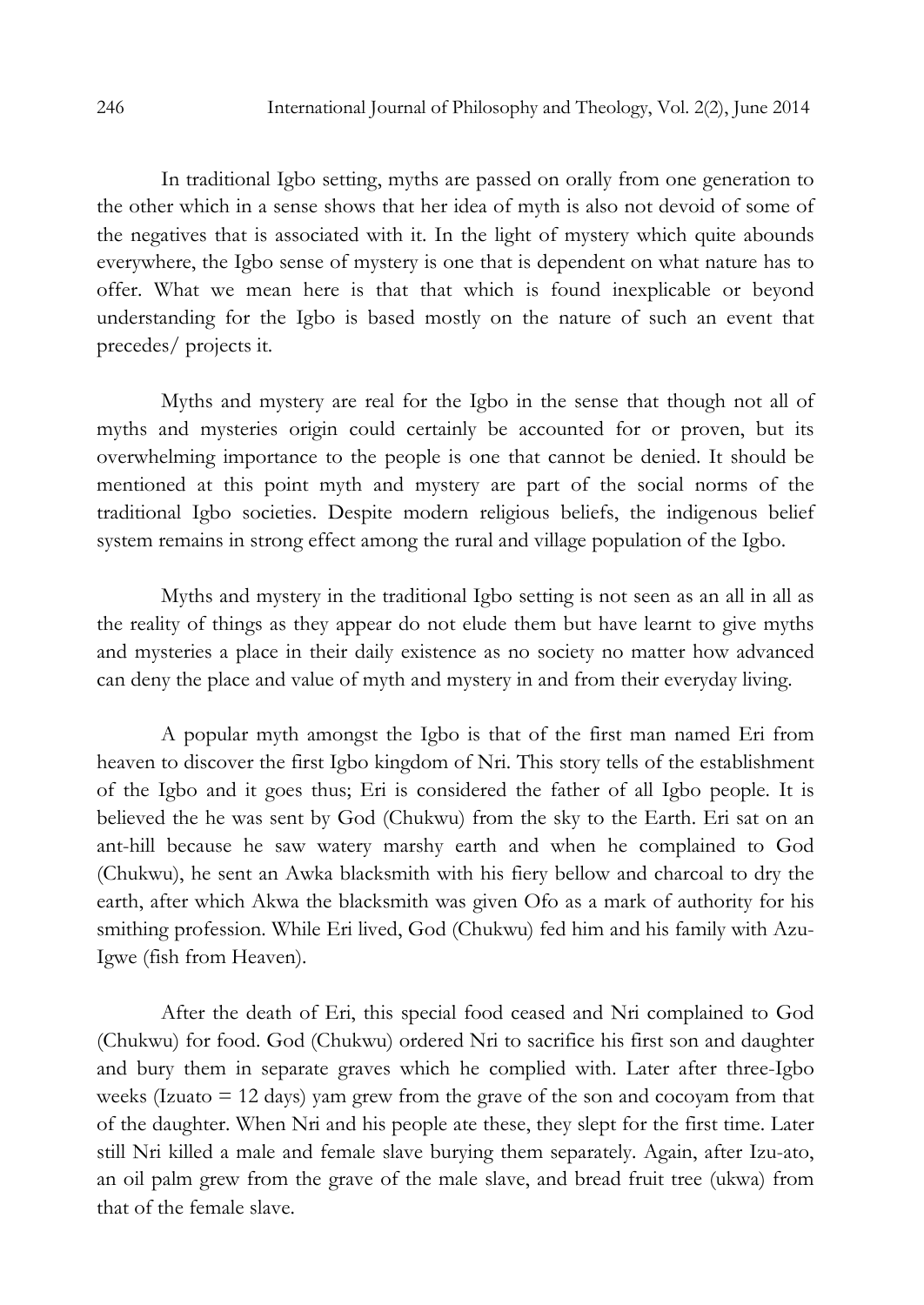In traditional Igbo setting, myths are passed on orally from one generation to the other which in a sense shows that her idea of myth is also not devoid of some of the negatives that is associated with it. In the light of mystery which quite abounds everywhere, the Igbo sense of mystery is one that is dependent on what nature has to offer. What we mean here is that that which is found inexplicable or beyond understanding for the Igbo is based mostly on the nature of such an event that precedes/ projects it.

Myths and mystery are real for the Igbo in the sense that though not all of myths and mysteries origin could certainly be accounted for or proven, but its overwhelming importance to the people is one that cannot be denied. It should be mentioned at this point myth and mystery are part of the social norms of the traditional Igbo societies. Despite modern religious beliefs, the indigenous belief system remains in strong effect among the rural and village population of the Igbo.

Myths and mystery in the traditional Igbo setting is not seen as an all in all as the reality of things as they appear do not elude them but have learnt to give myths and mysteries a place in their daily existence as no society no matter how advanced can deny the place and value of myth and mystery in and from their everyday living.

A popular myth amongst the Igbo is that of the first man named Eri from heaven to discover the first Igbo kingdom of Nri. This story tells of the establishment of the Igbo and it goes thus; Eri is considered the father of all Igbo people. It is believed the he was sent by God (Chukwu) from the sky to the Earth. Eri sat on an ant-hill because he saw watery marshy earth and when he complained to God (Chukwu), he sent an Awka blacksmith with his fiery bellow and charcoal to dry the earth, after which Akwa the blacksmith was given Ofo as a mark of authority for his smithing profession. While Eri lived, God (Chukwu) fed him and his family with Azu-Igwe (fish from Heaven).

After the death of Eri, this special food ceased and Nri complained to God (Chukwu) for food. God (Chukwu) ordered Nri to sacrifice his first son and daughter and bury them in separate graves which he complied with. Later after three-Igbo weeks (Izuato = 12 days) yam grew from the grave of the son and cocoyam from that of the daughter. When Nri and his people ate these, they slept for the first time. Later still Nri killed a male and female slave burying them separately. Again, after Izu-ato, an oil palm grew from the grave of the male slave, and bread fruit tree (ukwa) from that of the female slave.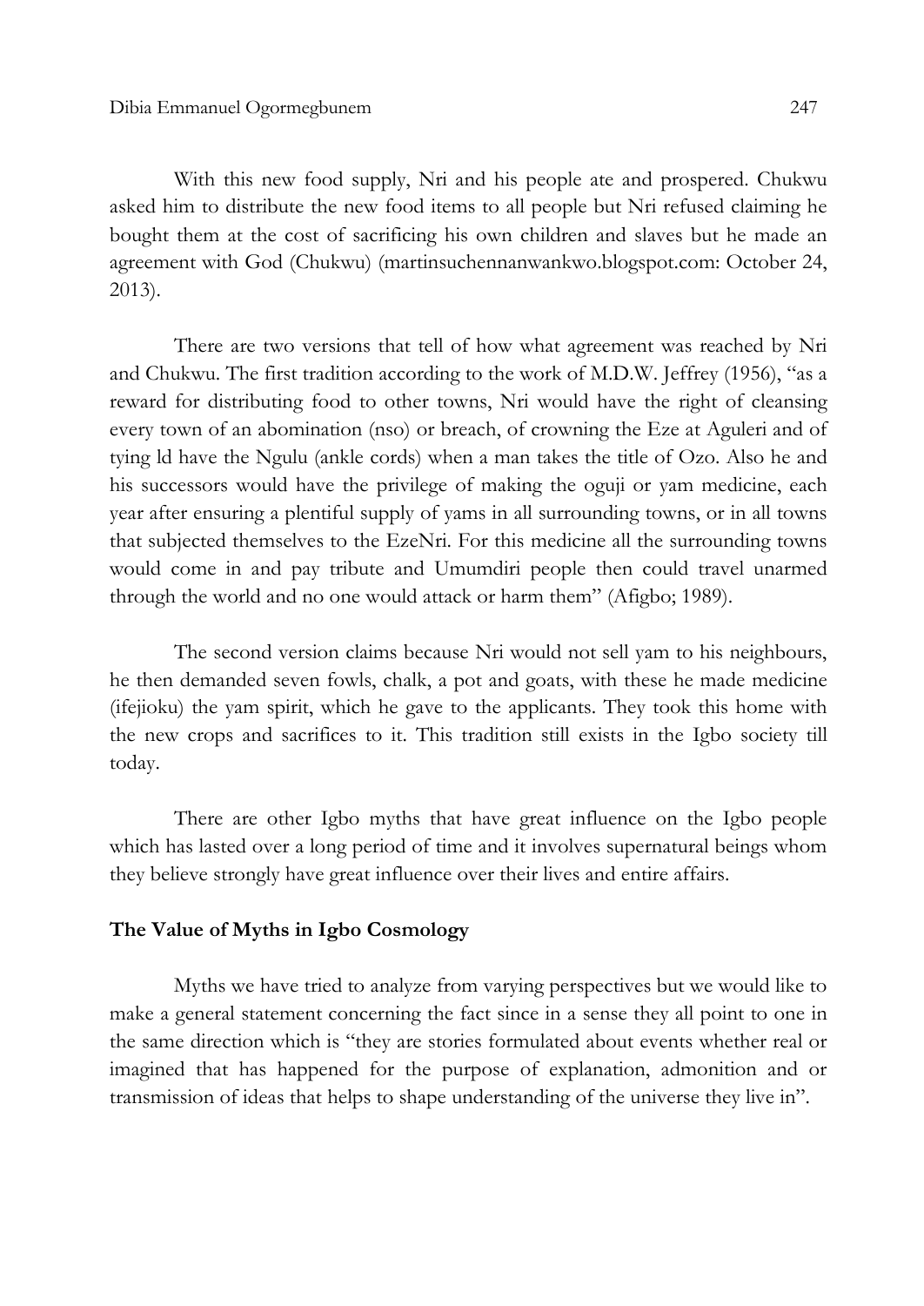With this new food supply, Nri and his people ate and prospered. Chukwu asked him to distribute the new food items to all people but Nri refused claiming he bought them at the cost of sacrificing his own children and slaves but he made an agreement with God (Chukwu) (martinsuchennanwankwo.blogspot.com: October 24, 2013).

There are two versions that tell of how what agreement was reached by Nri and Chukwu. The first tradition according to the work of M.D.W. Jeffrey (1956), "as a reward for distributing food to other towns, Nri would have the right of cleansing every town of an abomination (nso) or breach, of crowning the Eze at Aguleri and of tying ld have the Ngulu (ankle cords) when a man takes the title of Ozo. Also he and his successors would have the privilege of making the oguji or yam medicine, each year after ensuring a plentiful supply of yams in all surrounding towns, or in all towns that subjected themselves to the EzeNri. For this medicine all the surrounding towns would come in and pay tribute and Umumdiri people then could travel unarmed through the world and no one would attack or harm them" (Afigbo; 1989).

The second version claims because Nri would not sell yam to his neighbours, he then demanded seven fowls, chalk, a pot and goats, with these he made medicine (ifejioku) the yam spirit, which he gave to the applicants. They took this home with the new crops and sacrifices to it. This tradition still exists in the Igbo society till today.

There are other Igbo myths that have great influence on the Igbo people which has lasted over a long period of time and it involves supernatural beings whom they believe strongly have great influence over their lives and entire affairs.

## The Value of Myths in Igbo Cosmology

Myths we have tried to analyze from varying perspectives but we would like to make a general statement concerning the fact since in a sense they all point to one in the same direction which is "they are stories formulated about events whether real or imagined that has happened for the purpose of explanation, admonition and or transmission of ideas that helps to shape understanding of the universe they live in".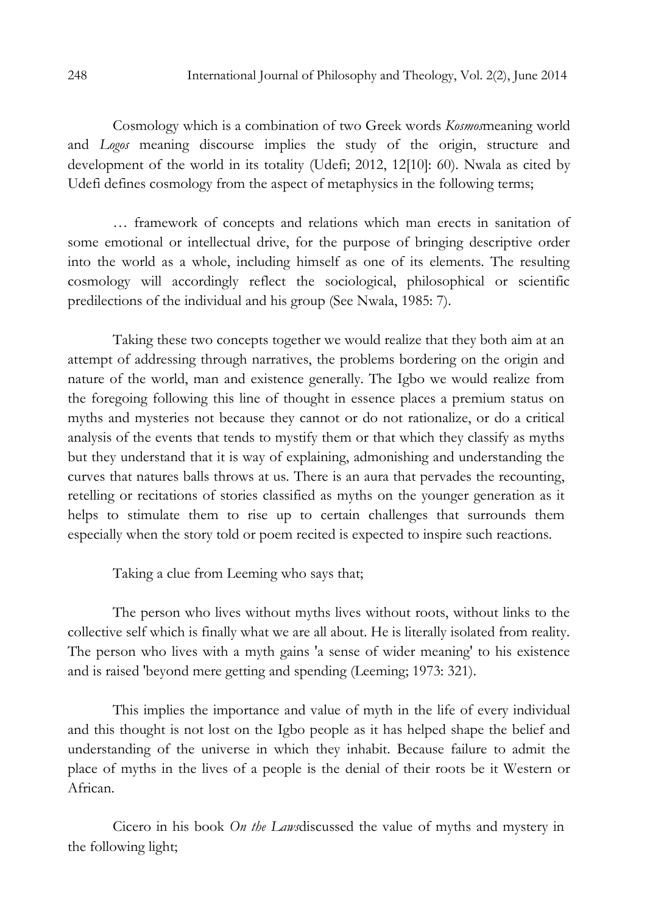Cosmology which is a combination of two Greek words *Kosmos*meaning world and *Logos* meaning discourse implies the study of the origin, structure and development of the world in its totality (Udefi; 2012, 12[10]: 60). Nwala as cited by Udefi defines cosmology from the aspect of metaphysics in the following terms;

> … framework of concepts and relations which man erects in sanitation of some emotional or intellectual drive, for the purpose of bringing descriptive order into the world as a whole, including himself as one of its elements. The resulting cosmology will accordingly reflect the sociological, philosophical or scientific predilections of the individual and his group (See Nwala, 1985: 7).

Taking these two concepts together we would realize that they both aim at an attempt of addressing through narratives, the problems bordering on the origin and nature of the world, man and existence generally. The Igbo we would realize from the foregoing following this line of thought in essence places a premium status on myths and mysteries not because they cannot or do not rationalize, or do a critical analysis of the events that tends to mystify them or that which they classify as myths but they understand that it is way of explaining, admonishing and understanding the curves that natures balls throws at us. There is an aura that pervades the recounting, retelling or recitations of stories classified as myths on the younger generation as it helps to stimulate them to rise up to certain challenges that surrounds them especially when the story told or poem recited is expected to inspire such reactions.

Taking a clue from Leeming who says that;

> The person who lives without myths lives without roots, without links to the collective self which is finally what we are all about. He is literally isolated from reality. The person who lives with a myth gains 'a sense of wider meaning' to his existence and is raised 'beyond mere getting and spending (Leeming; 1973: 321).

This implies the importance and value of myth in the life of every individual and this thought is not lost on the Igbo people as it has helped shape the belief and understanding of the universe in which they inhabit. Because failure to admit the place of myths in the lives of a people is the denial of their roots be it Western or African.

Cicero in his book *On the Laws*discussed the value of myths and mystery in the following light;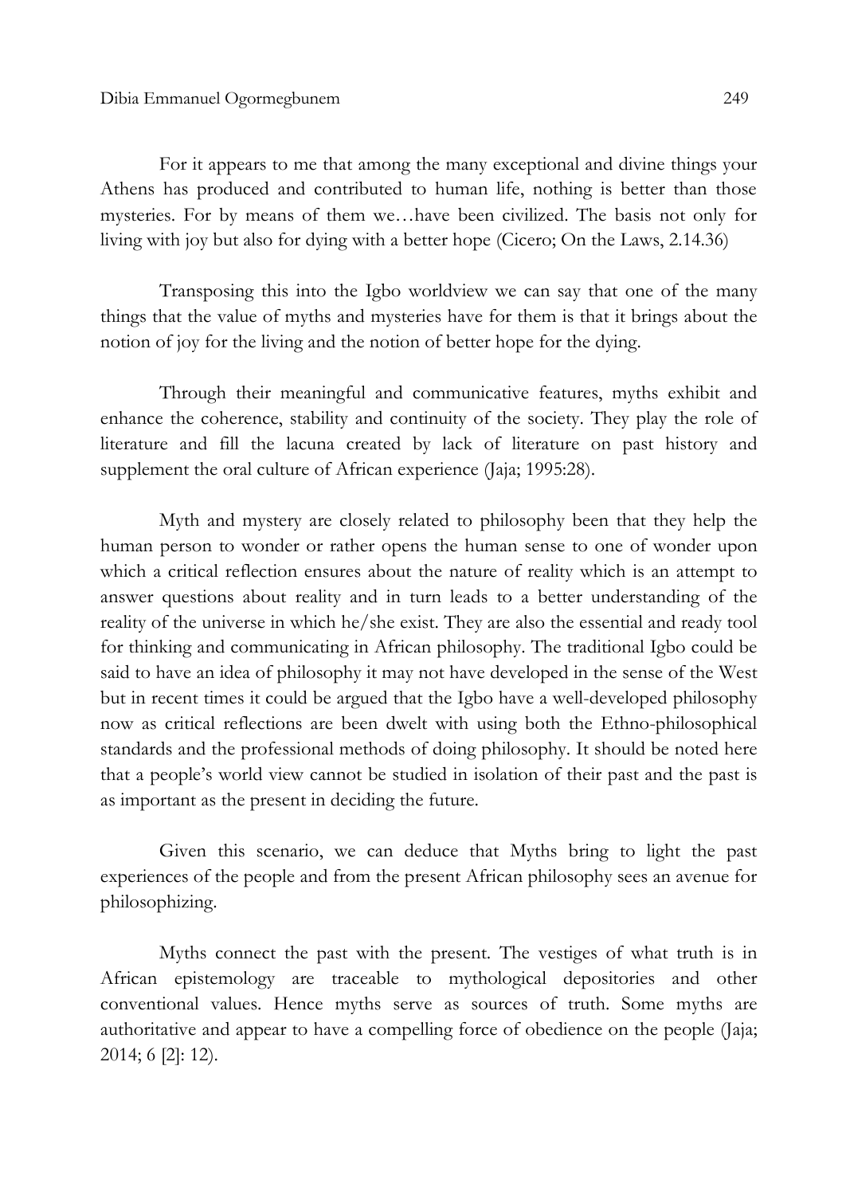For it appears to me that among the many exceptional and divine things your Athens has produced and contributed to human life, nothing is better than those mysteries. For by means of them we…have been civilized. The basis not only for living with joy but also for dying with a better hope (Cicero; On the Laws, 2.14.36)

Transposing this into the Igbo worldview we can say that one of the many things that the value of myths and mysteries have for them is that it brings about the notion of joy for the living and the notion of better hope for the dying.

Through their meaningful and communicative features, myths exhibit and enhance the coherence, stability and continuity of the society. They play the role of literature and fill the lacuna created by lack of literature on past history and supplement the oral culture of African experience (Jaja; 1995:28).

Myth and mystery are closely related to philosophy been that they help the human person to wonder or rather opens the human sense to one of wonder upon which a critical reflection ensures about the nature of reality which is an attempt to answer questions about reality and in turn leads to a better understanding of the reality of the universe in which he/she exist. They are also the essential and ready tool for thinking and communicating in African philosophy. The traditional Igbo could be said to have an idea of philosophy it may not have developed in the sense of the West but in recent times it could be argued that the Igbo have a well-developed philosophy now as critical reflections are been dwelt with using both the Ethno-philosophical standards and the professional methods of doing philosophy. It should be noted here that a people's world view cannot be studied in isolation of their past and the past is as important as the present in deciding the future.

Given this scenario, we can deduce that Myths bring to light the past experiences of the people and from the present African philosophy sees an avenue for philosophizing.

Myths connect the past with the present. The vestiges of what truth is in African epistemology are traceable to mythological depositories and other conventional values. Hence myths serve as sources of truth. Some myths are authoritative and appear to have a compelling force of obedience on the people (Jaja; 2014; 6 [2]: 12).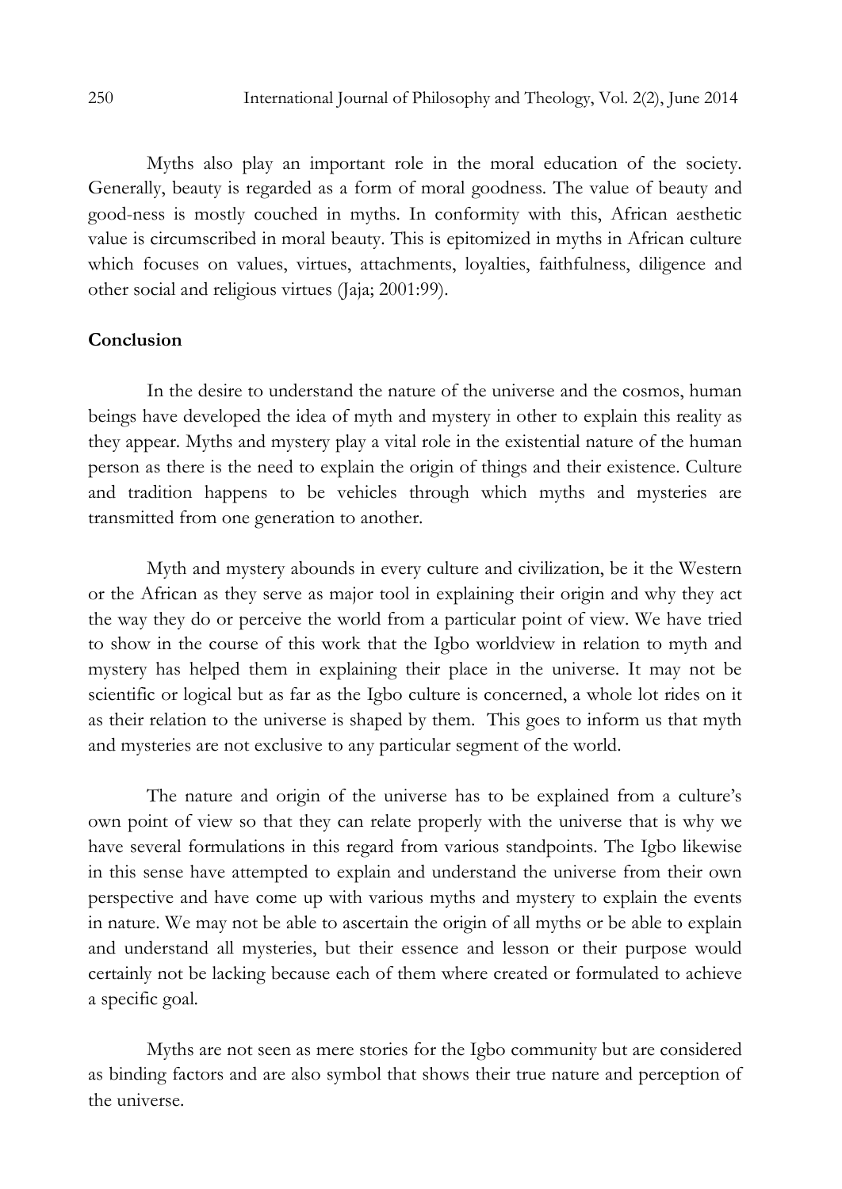Myths also play an important role in the moral education of the society. Generally, beauty is regarded as a form of moral goodness. The value of beauty and good-ness is mostly couched in myths. In conformity with this, African aesthetic value is circumscribed in moral beauty. This is epitomized in myths in African culture which focuses on values, virtues, attachments, loyalties, faithfulness, diligence and other social and religious virtues (Jaja; 2001:99).

## Conclusion

In the desire to understand the nature of the universe and the cosmos, human beings have developed the idea of myth and mystery in other to explain this reality as they appear. Myths and mystery play a vital role in the existential nature of the human person as there is the need to explain the origin of things and their existence. Culture and tradition happens to be vehicles through which myths and mysteries are transmitted from one generation to another.

Myth and mystery abounds in every culture and civilization, be it the Western or the African as they serve as major tool in explaining their origin and why they act the way they do or perceive the world from a particular point of view. We have tried to show in the course of this work that the Igbo worldview in relation to myth and mystery has helped them in explaining their place in the universe. It may not be scientific or logical but as far as the Igbo culture is concerned, a whole lot rides on it as their relation to the universe is shaped by them. This goes to inform us that myth and mysteries are not exclusive to any particular segment of the world.

The nature and origin of the universe has to be explained from a culture's own point of view so that they can relate properly with the universe that is why we have several formulations in this regard from various standpoints. The Igbo likewise in this sense have attempted to explain and understand the universe from their own perspective and have come up with various myths and mystery to explain the events in nature. We may not be able to ascertain the origin of all myths or be able to explain and understand all mysteries, but their essence and lesson or their purpose would certainly not be lacking because each of them where created or formulated to achieve a specific goal.

Myths are not seen as mere stories for the Igbo community but are considered as binding factors and are also symbol that shows their true nature and perception of the universe.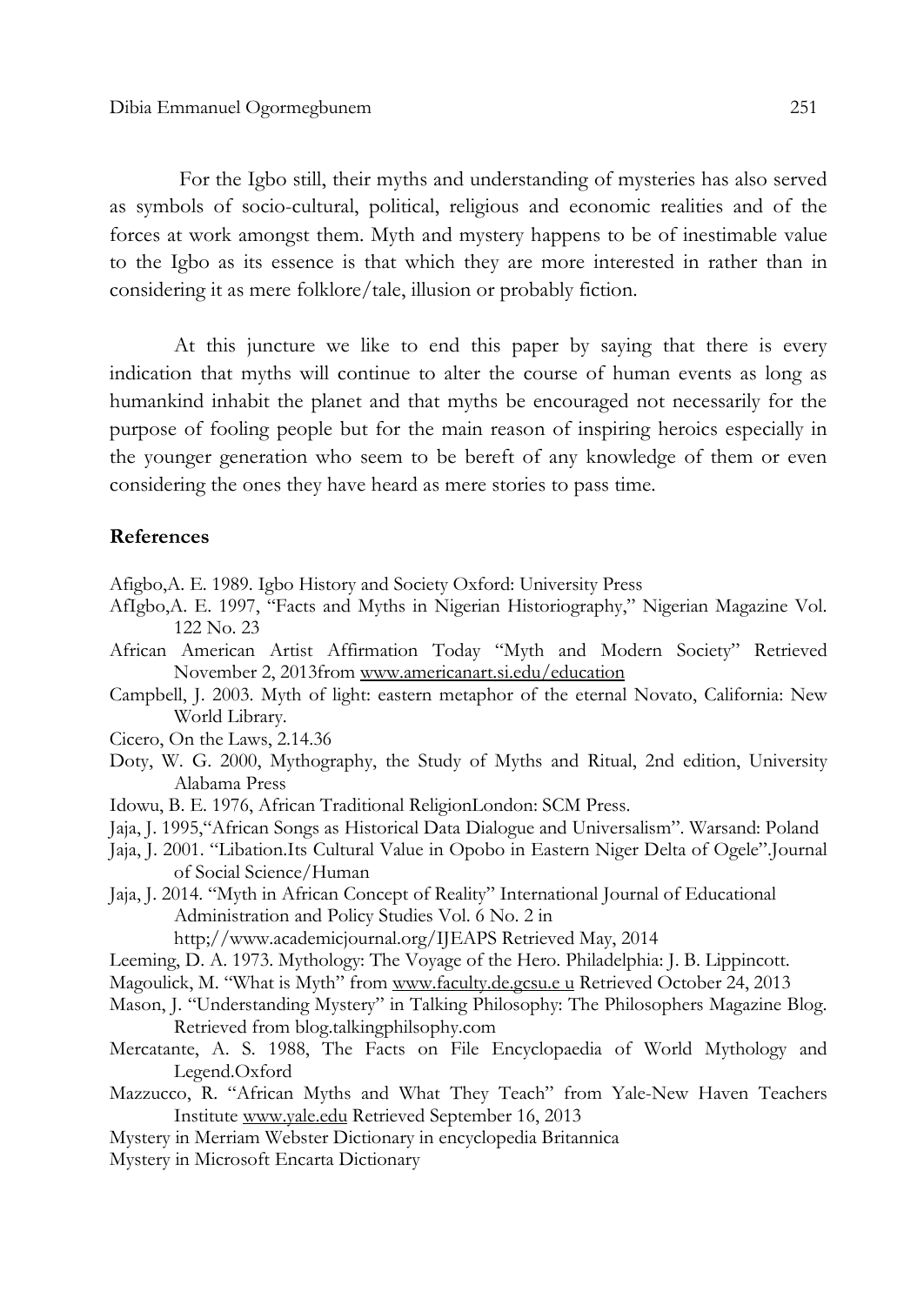For the Igbo still, their myths and understanding of mysteries has also served as symbols of socio-cultural, political, religious and economic realities and of the forces at work amongst them. Myth and mystery happens to be of inestimable value to the Igbo as its essence is that which they are more interested in rather than in considering it as mere folklore/tale, illusion or probably fiction.

At this juncture we like to end this paper by saying that there is every indication that myths will continue to alter the course of human events as long as humankind inhabit the planet and that myths be encouraged not necessarily for the purpose of fooling people but for the main reason of inspiring heroics especially in the younger generation who seem to be bereft of any knowledge of them or even considering the ones they have heard as mere stories to pass time.

## References

Afigbo,A. E. 1989. Igbo History and Society Oxford: University Press

AfIgbo,A. E. 1997, "Facts and Myths in Nigerian Historiography," Nigerian Magazine Vol. 122 No. 23

African American Artist Affirmation Today "Myth and Modern Society" Retrieved November 2, 2013from www.americanart.si.edu/education

Campbell, J. 2003. Myth of light: eastern metaphor of the eternal Novato, California: New World Library.

Cicero, On the Laws, 2.14.36

Doty, W. G. 2000, Mythography, the Study of Myths and Ritual, 2nd edition, University Alabama Press

Idowu, B. E. 1976, African Traditional ReligionLondon: SCM Press.

Jaja, J. 1995,"African Songs as Historical Data Dialogue and Universalism". Warsand: Poland

Jaja, J. 2001. "Libation.Its Cultural Value in Opobo in Eastern Niger Delta of Ogele".Journal of Social Science/Human

Jaja, J. 2014. "Myth in African Concept of Reality" International Journal of Educational Administration and Policy Studies Vol. 6 No. 2 in http;//www.academicjournal.org/IJEAPS Retrieved May, 2014

Leeming, D. A. 1973. Mythology: The Voyage of the Hero. Philadelphia: J. B. Lippincott.

Magoulick, M. "What is Myth" from www.faculty.de.gcsu.e u Retrieved October 24, 2013

Mason, J. "Understanding Mystery" in Talking Philosophy: The Philosophers Magazine Blog. Retrieved from blog.talkingphilsophy.com

Mercatante, A. S. 1988, The Facts on File Encyclopaedia of World Mythology and Legend.Oxford

Mazzucco, R. "African Myths and What They Teach" from Yale-New Haven Teachers Institute www.yale.edu Retrieved September 16, 2013

Mystery in Merriam Webster Dictionary in encyclopedia Britannica

Mystery in Microsoft Encarta Dictionary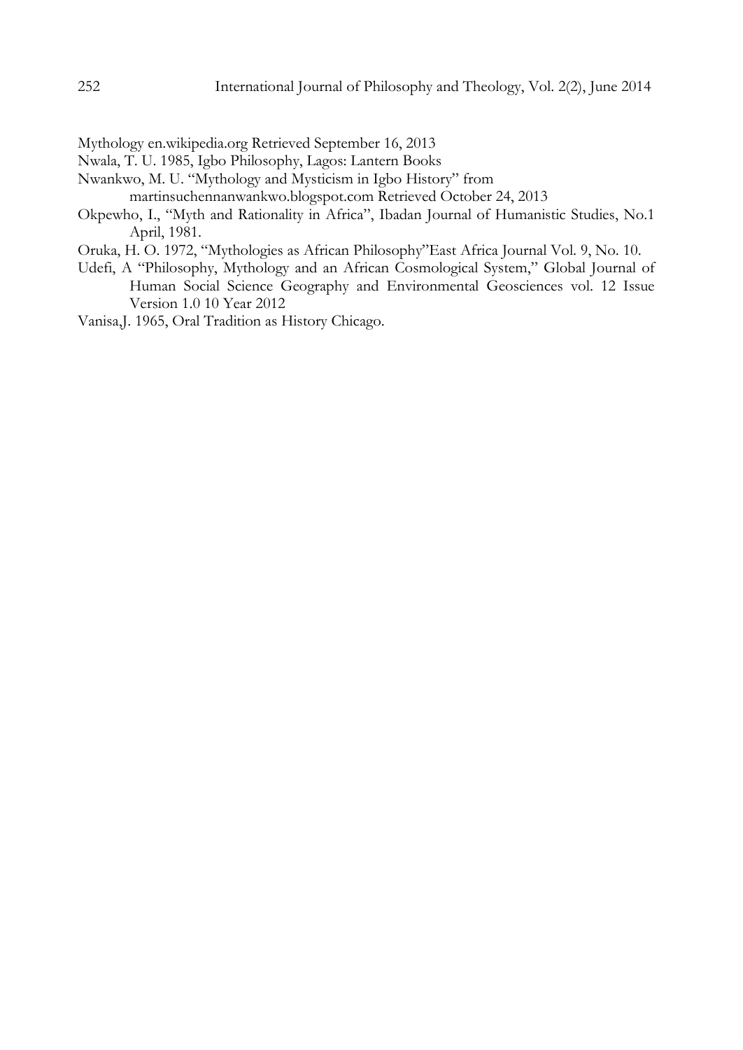Mythology en.wikipedia.org Retrieved September 16, 2013

Nwala, T. U. 1985, Igbo Philosophy, Lagos: Lantern Books

Nwankwo, M. U. "Mythology and Mysticism in Igbo History" from martinsuchennanwankwo.blogspot.com Retrieved October 24, 2013

Okpewho, I., "Myth and Rationality in Africa", Ibadan Journal of Humanistic Studies, No.1 April, 1981.

Oruka, H. O. 1972, "Mythologies as African Philosophy"East Africa Journal Vol. 9, No. 10.

Udefi, A "Philosophy, Mythology and an African Cosmological System," Global Journal of Human Social Science Geography and Environmental Geosciences vol. 12 Issue Version 1.0 10 Year 2012

Vanisa,J. 1965, Oral Tradition as History Chicago.